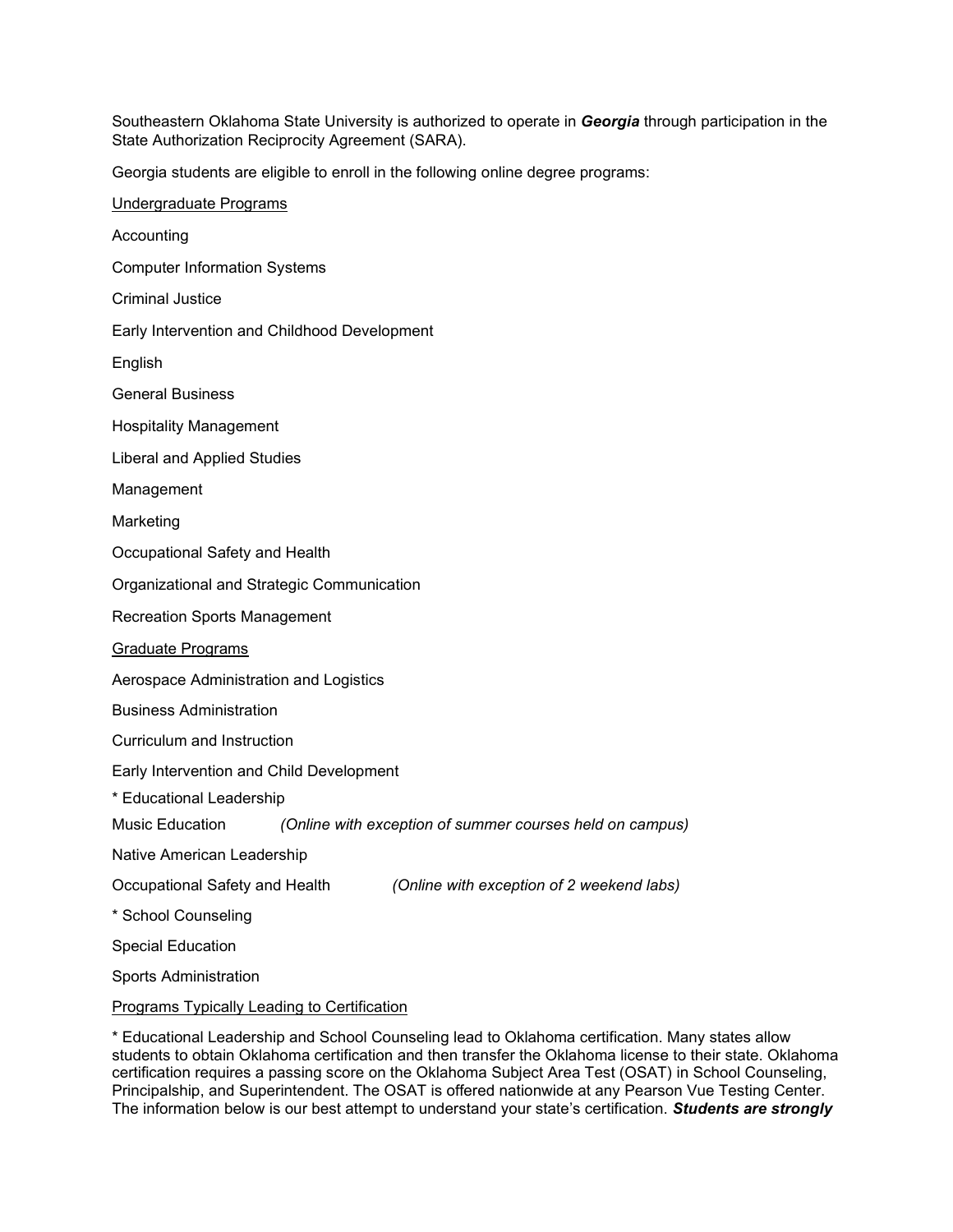Southeastern Oklahoma State University is authorized to operate in ***Georgia*** through participation in the State Authorization Reciprocity Agreement (SARA).

Georgia students are eligible to enroll in the following online degree programs:

<u>Undergraduate Programs</u>

Accounting

Computer Information Systems

Criminal Justice

Early Intervention and Childhood Development

English

General Business

Hospitality Management

Liberal and Applied Studies

Management

Marketing

Occupational Safety and Health

Organizational and Strategic Communication

Recreation Sports Management

<u>Graduate Programs</u>

Aerospace Administration and Logistics

Business Administration

Curriculum and Instruction

Early Intervention and Child Development

* Educational Leadership

Music Education *(Online with exception of summer courses held on campus)*

Native American Leadership

Occupational Safety and Health *(Online with exception of 2 weekend labs)*

* School Counseling

Special Education

Sports Administration

<u>Programs Typically Leading to Certification</u>

* Educational Leadership and School Counseling lead to Oklahoma certification. Many states allow students to obtain Oklahoma certification and then transfer the Oklahoma license to their state. Oklahoma certification requires a passing score on the Oklahoma Subject Area Test (OSAT) in School Counseling, Principalship, and Superintendent. The OSAT is offered nationwide at any Pearson Vue Testing Center. The information below is our best attempt to understand your state's certification. ***Students are strongly***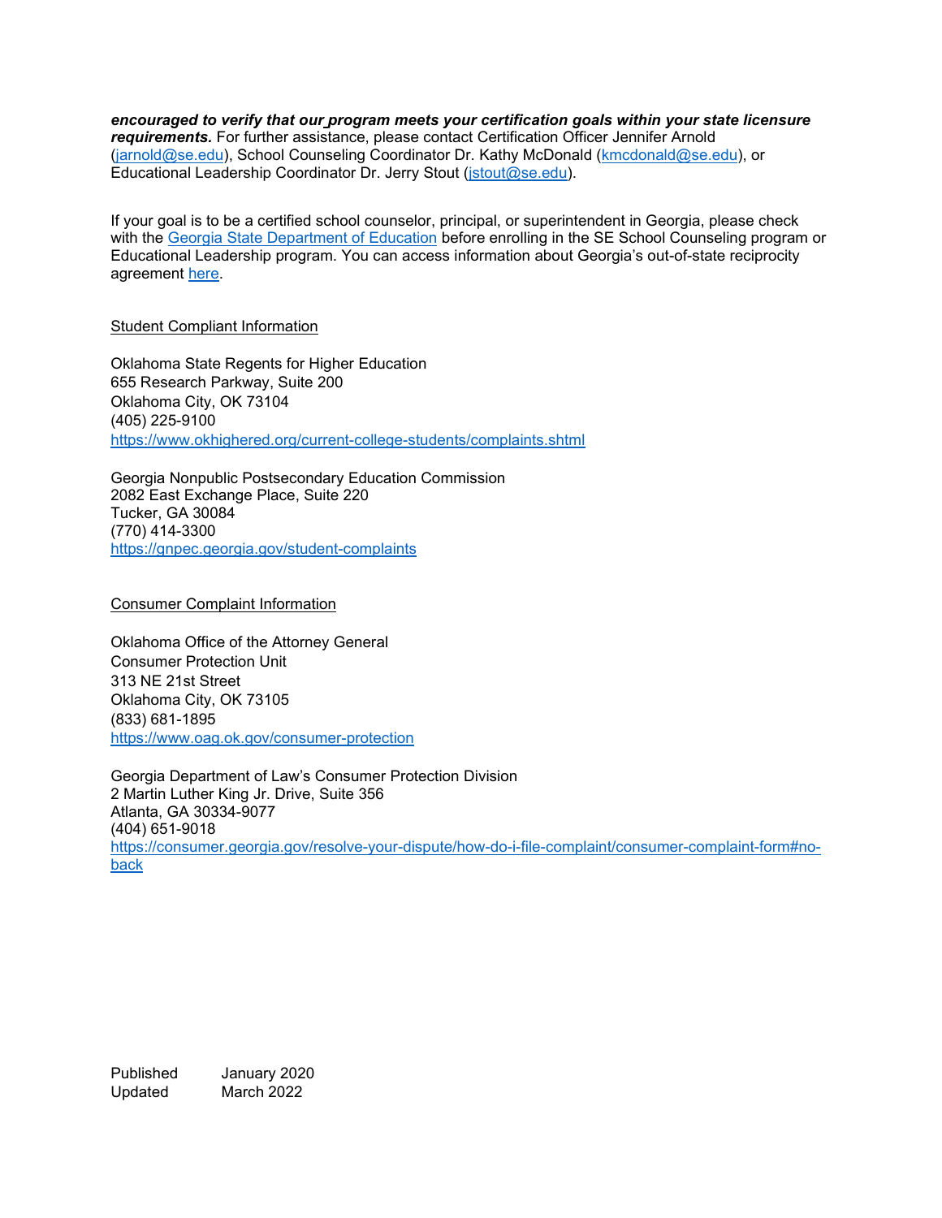***encouraged to verify that our program meets your certification goals within your state licensure requirements.*** For further assistance, please contact Certification Officer Jennifer Arnold (jarnold@se.edu), School Counseling Coordinator Dr. Kathy McDonald (kmcdonald@se.edu), or Educational Leadership Coordinator Dr. Jerry Stout (jstout@se.edu).

If your goal is to be a certified school counselor, principal, or superintendent in Georgia, please check with the Georgia State Department of Education before enrolling in the SE School Counseling program or Educational Leadership program. You can access information about Georgia's out-of-state reciprocity agreement here.

Student Compliant Information

Oklahoma State Regents for Higher Education
655 Research Parkway, Suite 200
Oklahoma City, OK 73104
(405) 225-9100
https://www.okhighered.org/current-college-students/complaints.shtml

Georgia Nonpublic Postsecondary Education Commission
2082 East Exchange Place, Suite 220
Tucker, GA 30084
(770) 414-3300
https://gnpec.georgia.gov/student-complaints

Consumer Complaint Information

Oklahoma Office of the Attorney General
Consumer Protection Unit
313 NE 21st Street
Oklahoma City, OK 73105
(833) 681-1895
https://www.oag.ok.gov/consumer-protection

Georgia Department of Law's Consumer Protection Division
2 Martin Luther King Jr. Drive, Suite 356
Atlanta, GA 30334-9077
(404) 651-9018
https://consumer.georgia.gov/resolve-your-dispute/how-do-i-file-complaint/consumer-complaint-form#no-back

| | |
|---|---|
| Published | January 2020 |
| Updated | March 2022 |